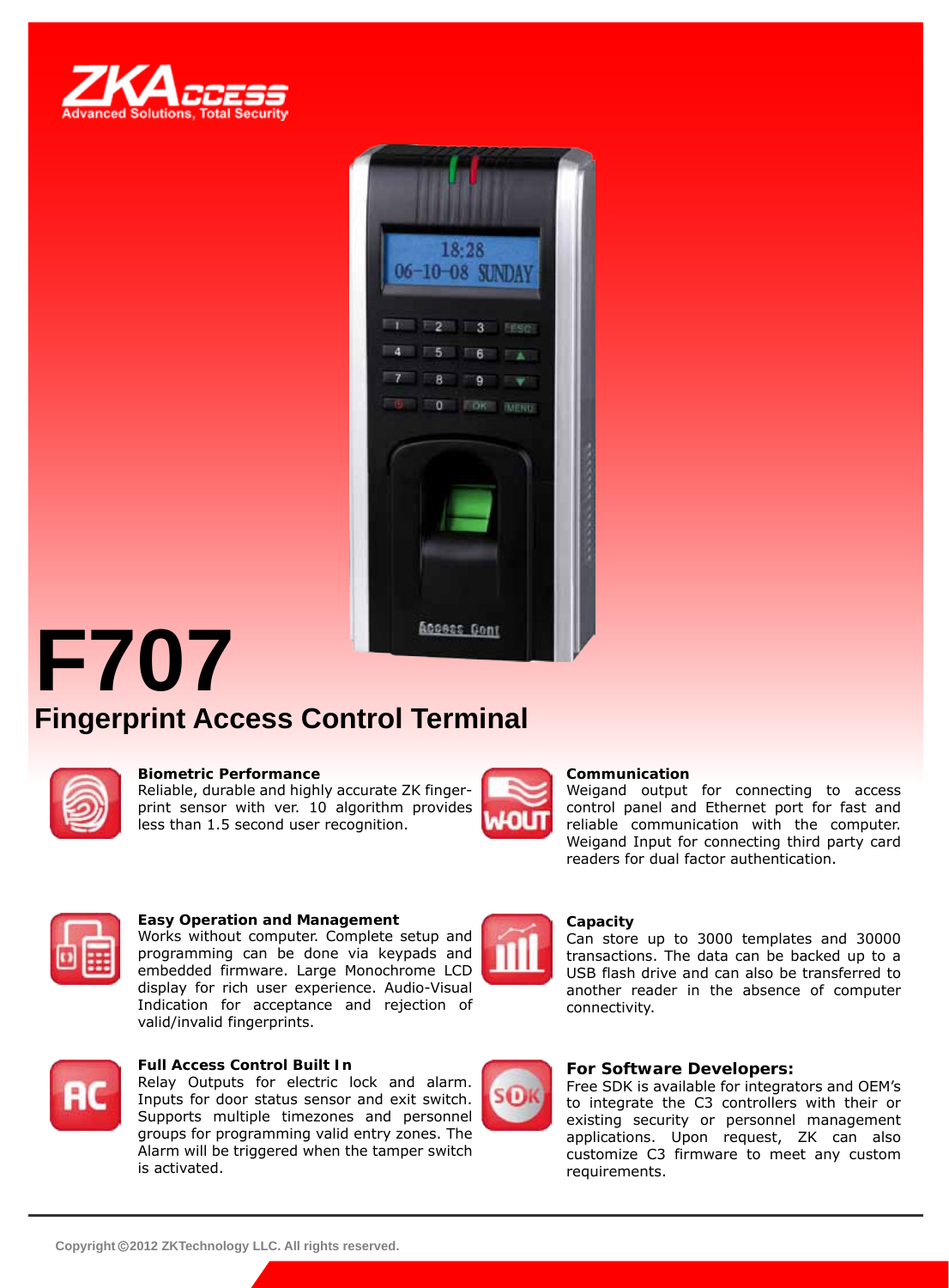ZKAccess
Advanced Solutions, Total Security

# F707

## Fingerprint Access Control Terminal

### Biometric Performance

Reliable, durable and highly accurate ZK fingerprint sensor with ver. 10 algorithm provides less than 1.5 second user recognition.

### Communication

Weigand output for connecting to access control panel and Ethernet port for fast and reliable communication with the computer. Weigand Input for connecting third party card readers for dual factor authentication.

### Easy Operation and Management

Works without computer. Complete setup and programming can be done via keypads and embedded firmware. Large Monochrome LCD display for rich user experience. Audio-Visual Indication for acceptance and rejection of valid/invalid fingerprints.

### Capacity

Can store up to 3000 templates and 30000 transactions. The data can be backed up to a USB flash drive and can also be transferred to another reader in the absence of computer connectivity.

### Full Access Control Built In

Relay Outputs for electric lock and alarm. Inputs for door status sensor and exit switch. Supports multiple timezones and personnel groups for programming valid entry zones. The Alarm will be triggered when the tamper switch is activated.

### For Software Developers:

Free SDK is available for integrators and OEM's to integrate the C3 controllers with their or existing security or personnel management applications. Upon request, ZK can also customize C3 firmware to meet any custom requirements.

Copyright©2012 ZKTechnology LLC. All rights reserved.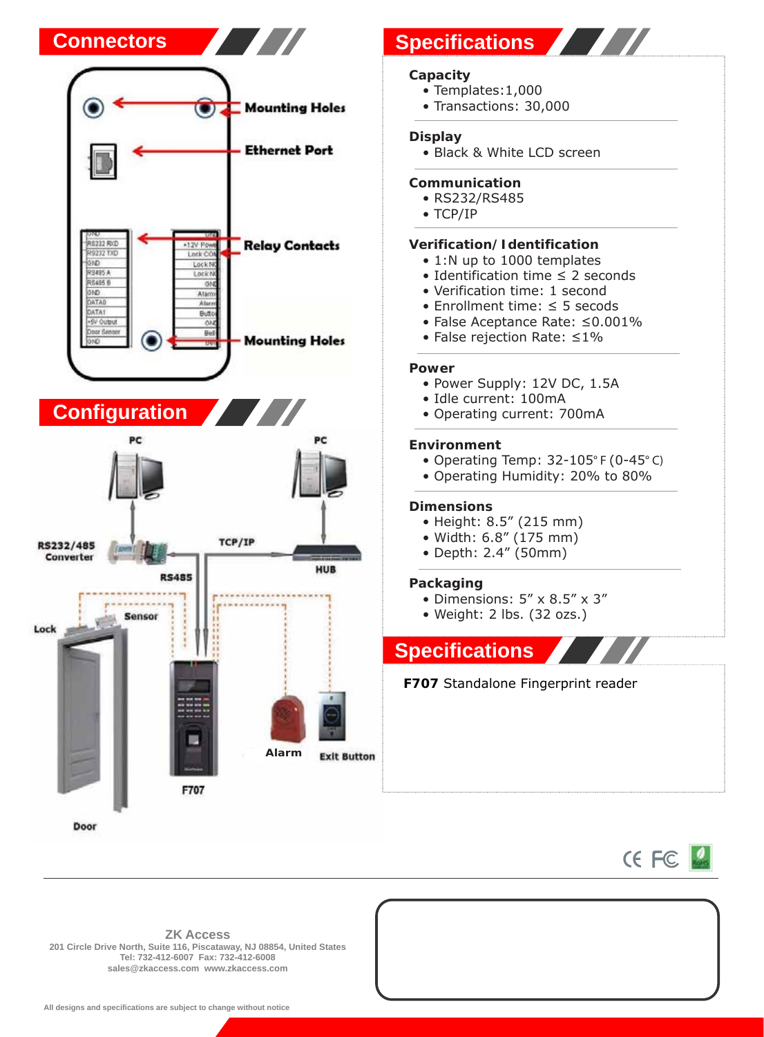## Connectors

Mounting Holes

Ethernet Port

Relay Contacts

Mounting Holes

GND
RS232 RXD
RS232 TXD
GND
RS485 A
RS485 B
GND
DATA0
DATA1
+5V Output
Door Sensor
GND

GND
+12V Power
Lock COM
Lock NO
Lock NC
GND
Alarm
Alarm
Button
GND
Bell
Bell

## Configuration

PC

PC

RS232/485 Converter

TCP/IP

HUB

RS485

Sensor

Lock

Alarm

Exit Button

F707

Door

## Specifications

**Capacity**
- Templates:1,000
- Transactions: 30,000

**Display**
- Black & White LCD screen

**Communication**
- RS232/RS485
- TCP/IP

**Verification/ Identification**
- 1:N up to 1000 templates
- Identification time ≤ 2 seconds
- Verification time: 1 second
- Enrollment time: ≤ 5 secods
- False Aceptance Rate: ≤0.001%
- False rejection Rate: ≤1%

**Power**
- Power Supply: 12V DC, 1.5A
- Idle current: 100mA
- Operating current: 700mA

**Environment**
- Operating Temp: 32-105° F (0-45° C)
- Operating Humidity: 20% to 80%

**Dimensions**
- Height: 8.5" (215 mm)
- Width: 6.8" (175 mm)
- Depth: 2.4" (50mm)

**Packaging**
- Dimensions: 5" x 8.5" x 3"
- Weight: 2 lbs. (32 ozs.)

## Specifications

**F707** Standalone Fingerprint reader

CE FC RoHS

ZK Access
201 Circle Drive North, Suite 116, Piscataway, NJ 08854, United States
Tel: 732-412-6007 Fax: 732-412-6008
sales@zkaccess.com www.zkaccess.com

All designs and specifications are subject to change without notice